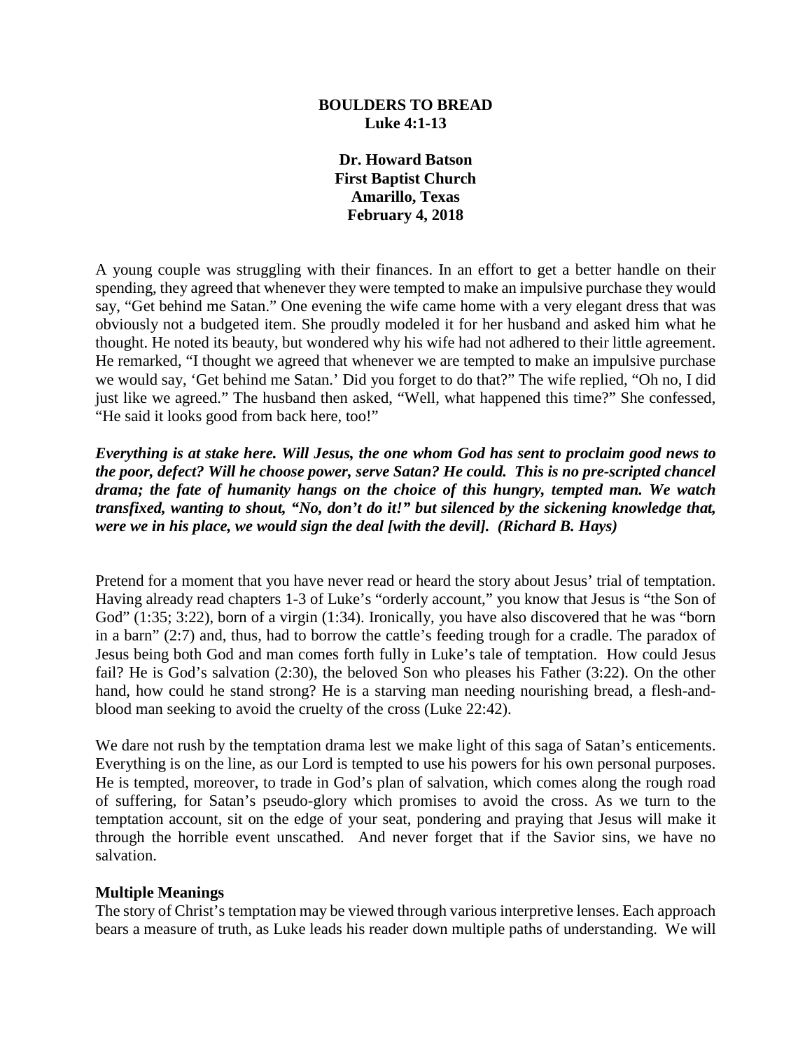**BOULDERS TO BREAD**
**Luke 4:1-13**

**Dr. Howard Batson**
**First Baptist Church**
**Amarillo, Texas**
**February 4, 2018**

A young couple was struggling with their finances. In an effort to get a better handle on their spending, they agreed that whenever they were tempted to make an impulsive purchase they would say, "Get behind me Satan." One evening the wife came home with a very elegant dress that was obviously not a budgeted item. She proudly modeled it for her husband and asked him what he thought. He noted its beauty, but wondered why his wife had not adhered to their little agreement. He remarked, "I thought we agreed that whenever we are tempted to make an impulsive purchase we would say, 'Get behind me Satan.' Did you forget to do that?" The wife replied, "Oh no, I did just like we agreed." The husband then asked, "Well, what happened this time?" She confessed, "He said it looks good from back here, too!"

***Everything is at stake here. Will Jesus, the one whom God has sent to proclaim good news to the poor, defect? Will he choose power, serve Satan? He could. This is no pre-scripted chancel drama; the fate of humanity hangs on the choice of this hungry, tempted man. We watch transfixed, wanting to shout, "No, don't do it!" but silenced by the sickening knowledge that, were we in his place, we would sign the deal [with the devil]. (Richard B. Hays)***

Pretend for a moment that you have never read or heard the story about Jesus' trial of temptation. Having already read chapters 1-3 of Luke's "orderly account," you know that Jesus is "the Son of God" (1:35; 3:22), born of a virgin (1:34). Ironically, you have also discovered that he was "born in a barn" (2:7) and, thus, had to borrow the cattle's feeding trough for a cradle. The paradox of Jesus being both God and man comes forth fully in Luke's tale of temptation. How could Jesus fail? He is God's salvation (2:30), the beloved Son who pleases his Father (3:22). On the other hand, how could he stand strong? He is a starving man needing nourishing bread, a flesh-and-blood man seeking to avoid the cruelty of the cross (Luke 22:42).

We dare not rush by the temptation drama lest we make light of this saga of Satan's enticements. Everything is on the line, as our Lord is tempted to use his powers for his own personal purposes. He is tempted, moreover, to trade in God's plan of salvation, which comes along the rough road of suffering, for Satan's pseudo-glory which promises to avoid the cross. As we turn to the temptation account, sit on the edge of your seat, pondering and praying that Jesus will make it through the horrible event unscathed. And never forget that if the Savior sins, we have no salvation.

**Multiple Meanings**

The story of Christ's temptation may be viewed through various interpretive lenses. Each approach bears a measure of truth, as Luke leads his reader down multiple paths of understanding. We will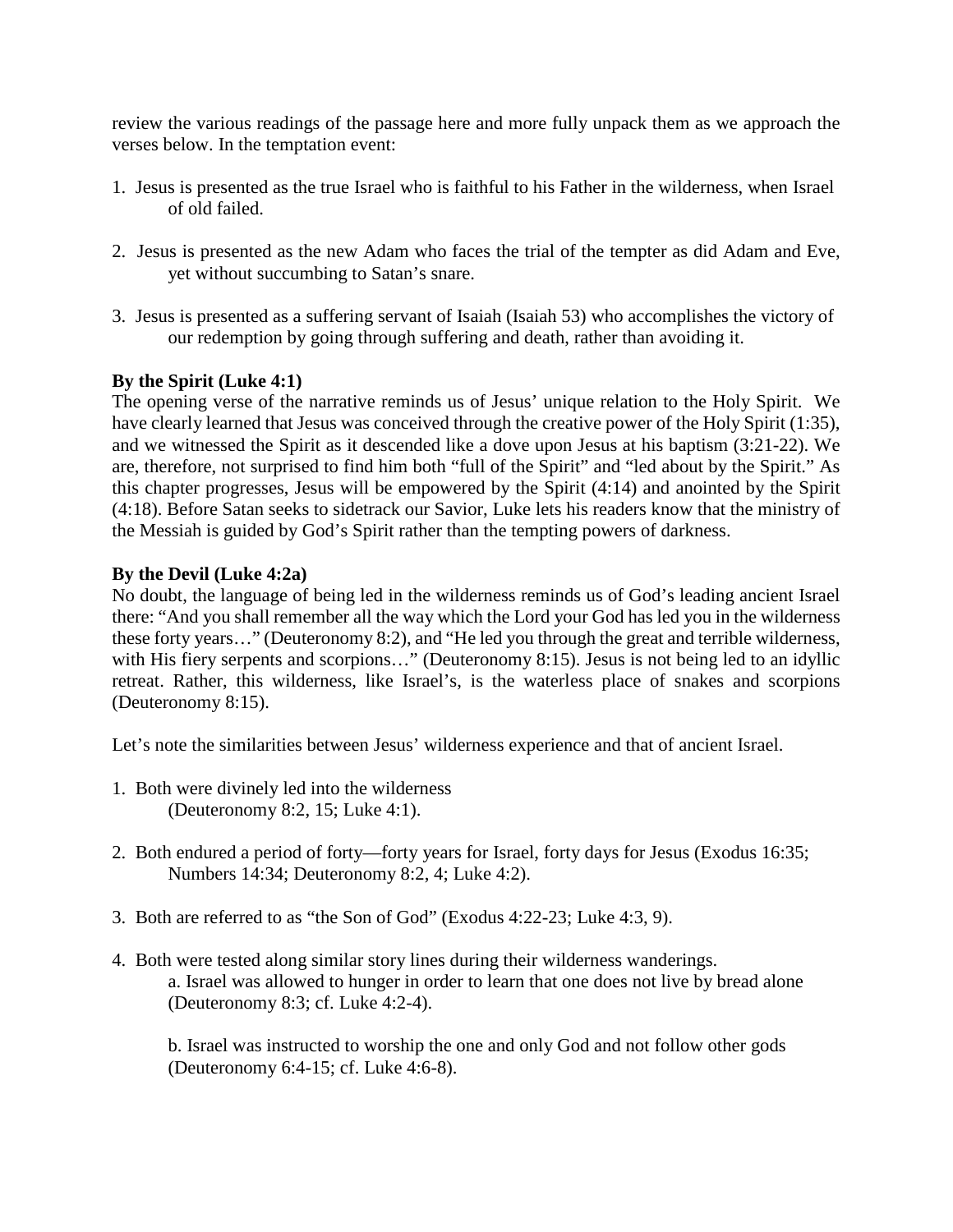review the various readings of the passage here and more fully unpack them as we approach the verses below. In the temptation event:

1. Jesus is presented as the true Israel who is faithful to his Father in the wilderness, when Israel of old failed.

2. Jesus is presented as the new Adam who faces the trial of the tempter as did Adam and Eve, yet without succumbing to Satan's snare.

3. Jesus is presented as a suffering servant of Isaiah (Isaiah 53) who accomplishes the victory of our redemption by going through suffering and death, rather than avoiding it.

**By the Spirit (Luke 4:1)**
The opening verse of the narrative reminds us of Jesus' unique relation to the Holy Spirit. We have clearly learned that Jesus was conceived through the creative power of the Holy Spirit (1:35), and we witnessed the Spirit as it descended like a dove upon Jesus at his baptism (3:21-22). We are, therefore, not surprised to find him both "full of the Spirit" and "led about by the Spirit." As this chapter progresses, Jesus will be empowered by the Spirit (4:14) and anointed by the Spirit (4:18). Before Satan seeks to sidetrack our Savior, Luke lets his readers know that the ministry of the Messiah is guided by God's Spirit rather than the tempting powers of darkness.

**By the Devil (Luke 4:2a)**
No doubt, the language of being led in the wilderness reminds us of God's leading ancient Israel there: "And you shall remember all the way which the Lord your God has led you in the wilderness these forty years…" (Deuteronomy 8:2), and "He led you through the great and terrible wilderness, with His fiery serpents and scorpions…" (Deuteronomy 8:15). Jesus is not being led to an idyllic retreat. Rather, this wilderness, like Israel's, is the waterless place of snakes and scorpions (Deuteronomy 8:15).

Let's note the similarities between Jesus' wilderness experience and that of ancient Israel.

1. Both were divinely led into the wilderness (Deuteronomy 8:2, 15; Luke 4:1).

2. Both endured a period of forty—forty years for Israel, forty days for Jesus (Exodus 16:35; Numbers 14:34; Deuteronomy 8:2, 4; Luke 4:2).

3. Both are referred to as "the Son of God" (Exodus 4:22-23; Luke 4:3, 9).

4. Both were tested along similar story lines during their wilderness wanderings.
   a. Israel was allowed to hunger in order to learn that one does not live by bread alone (Deuteronomy 8:3; cf. Luke 4:2-4).

   b. Israel was instructed to worship the one and only God and not follow other gods (Deuteronomy 6:4-15; cf. Luke 4:6-8).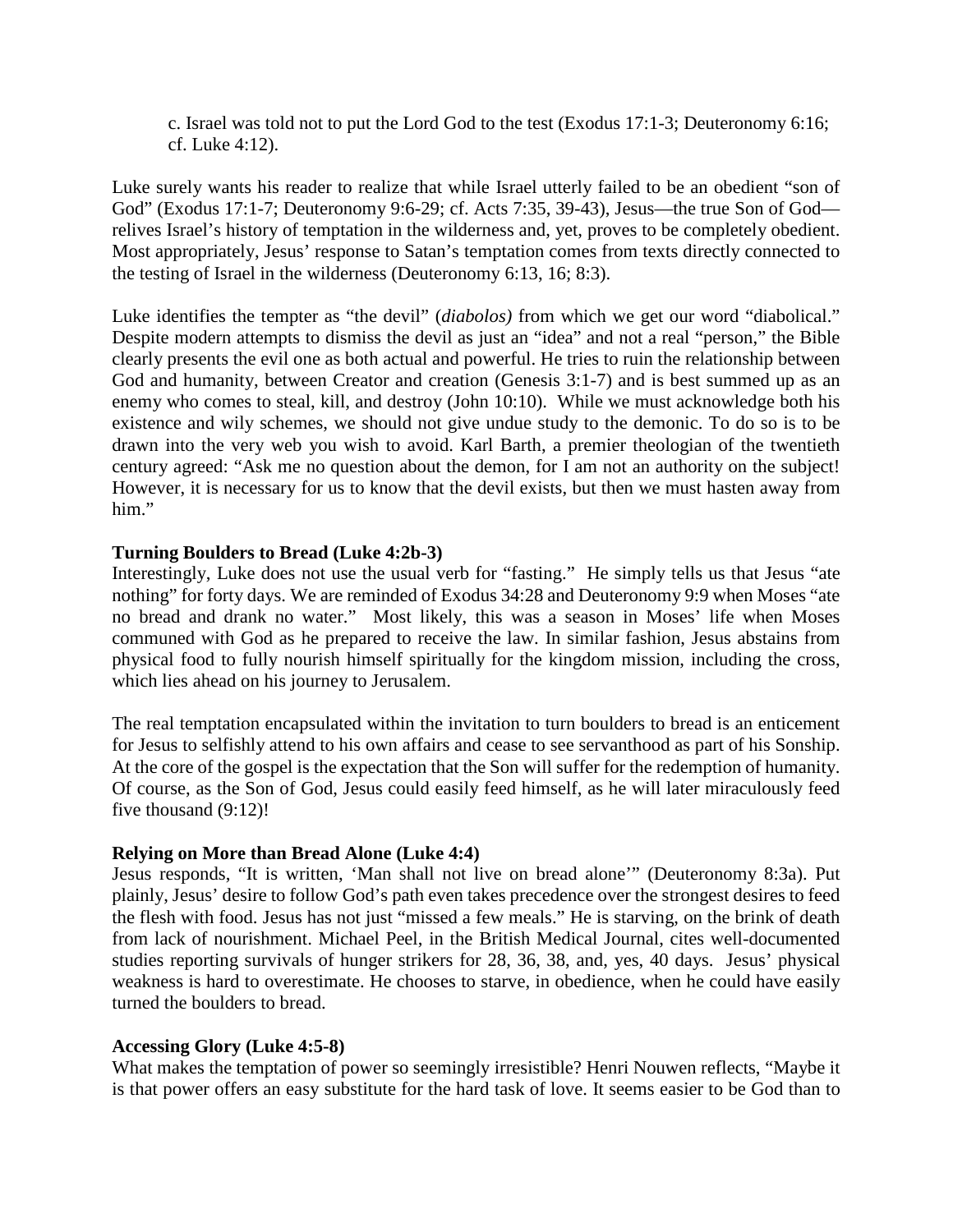c. Israel was told not to put the Lord God to the test (Exodus 17:1-3; Deuteronomy 6:16; cf. Luke 4:12).

Luke surely wants his reader to realize that while Israel utterly failed to be an obedient "son of God" (Exodus 17:1-7; Deuteronomy 9:6-29; cf. Acts 7:35, 39-43), Jesus—the true Son of God—relives Israel's history of temptation in the wilderness and, yet, proves to be completely obedient. Most appropriately, Jesus' response to Satan's temptation comes from texts directly connected to the testing of Israel in the wilderness (Deuteronomy 6:13, 16; 8:3).

Luke identifies the tempter as "the devil" (*diabolos)* from which we get our word "diabolical." Despite modern attempts to dismiss the devil as just an "idea" and not a real "person," the Bible clearly presents the evil one as both actual and powerful. He tries to ruin the relationship between God and humanity, between Creator and creation (Genesis 3:1-7) and is best summed up as an enemy who comes to steal, kill, and destroy (John 10:10). While we must acknowledge both his existence and wily schemes, we should not give undue study to the demonic. To do so is to be drawn into the very web you wish to avoid. Karl Barth, a premier theologian of the twentieth century agreed: "Ask me no question about the demon, for I am not an authority on the subject! However, it is necessary for us to know that the devil exists, but then we must hasten away from him."

**Turning Boulders to Bread (Luke 4:2b-3)**

Interestingly, Luke does not use the usual verb for "fasting." He simply tells us that Jesus "ate nothing" for forty days. We are reminded of Exodus 34:28 and Deuteronomy 9:9 when Moses "ate no bread and drank no water." Most likely, this was a season in Moses' life when Moses communed with God as he prepared to receive the law. In similar fashion, Jesus abstains from physical food to fully nourish himself spiritually for the kingdom mission, including the cross, which lies ahead on his journey to Jerusalem.

The real temptation encapsulated within the invitation to turn boulders to bread is an enticement for Jesus to selfishly attend to his own affairs and cease to see servanthood as part of his Sonship. At the core of the gospel is the expectation that the Son will suffer for the redemption of humanity. Of course, as the Son of God, Jesus could easily feed himself, as he will later miraculously feed five thousand (9:12)!

**Relying on More than Bread Alone (Luke 4:4)**

Jesus responds, "It is written, 'Man shall not live on bread alone'" (Deuteronomy 8:3a). Put plainly, Jesus' desire to follow God's path even takes precedence over the strongest desires to feed the flesh with food. Jesus has not just "missed a few meals." He is starving, on the brink of death from lack of nourishment. Michael Peel, in the British Medical Journal, cites well-documented studies reporting survivals of hunger strikers for 28, 36, 38, and, yes, 40 days. Jesus' physical weakness is hard to overestimate. He chooses to starve, in obedience, when he could have easily turned the boulders to bread.

**Accessing Glory (Luke 4:5-8)**

What makes the temptation of power so seemingly irresistible? Henri Nouwen reflects, "Maybe it is that power offers an easy substitute for the hard task of love. It seems easier to be God than to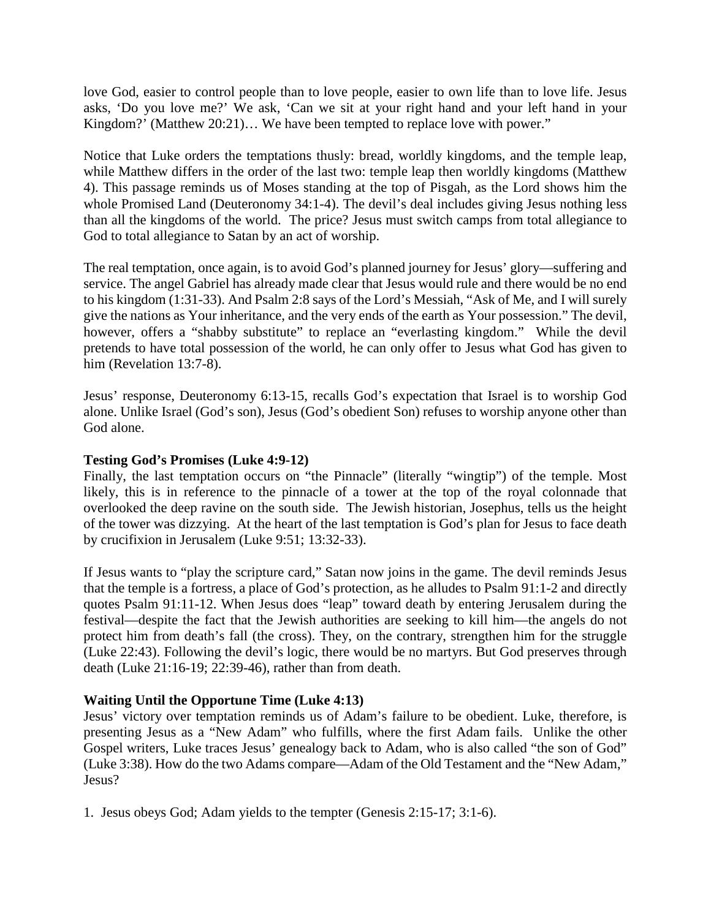love God, easier to control people than to love people, easier to own life than to love life. Jesus asks, 'Do you love me?' We ask, 'Can we sit at your right hand and your left hand in your Kingdom?' (Matthew 20:21)… We have been tempted to replace love with power."

Notice that Luke orders the temptations thusly: bread, worldly kingdoms, and the temple leap, while Matthew differs in the order of the last two: temple leap then worldly kingdoms (Matthew 4). This passage reminds us of Moses standing at the top of Pisgah, as the Lord shows him the whole Promised Land (Deuteronomy 34:1-4). The devil's deal includes giving Jesus nothing less than all the kingdoms of the world. The price? Jesus must switch camps from total allegiance to God to total allegiance to Satan by an act of worship.

The real temptation, once again, is to avoid God's planned journey for Jesus' glory—suffering and service. The angel Gabriel has already made clear that Jesus would rule and there would be no end to his kingdom (1:31-33). And Psalm 2:8 says of the Lord's Messiah, "Ask of Me, and I will surely give the nations as Your inheritance, and the very ends of the earth as Your possession." The devil, however, offers a "shabby substitute" to replace an "everlasting kingdom." While the devil pretends to have total possession of the world, he can only offer to Jesus what God has given to him (Revelation 13:7-8).

Jesus' response, Deuteronomy 6:13-15, recalls God's expectation that Israel is to worship God alone. Unlike Israel (God's son), Jesus (God's obedient Son) refuses to worship anyone other than God alone.

**Testing God's Promises (Luke 4:9-12)**

Finally, the last temptation occurs on "the Pinnacle" (literally "wingtip") of the temple. Most likely, this is in reference to the pinnacle of a tower at the top of the royal colonnade that overlooked the deep ravine on the south side. The Jewish historian, Josephus, tells us the height of the tower was dizzying. At the heart of the last temptation is God's plan for Jesus to face death by crucifixion in Jerusalem (Luke 9:51; 13:32-33).

If Jesus wants to "play the scripture card," Satan now joins in the game. The devil reminds Jesus that the temple is a fortress, a place of God's protection, as he alludes to Psalm 91:1-2 and directly quotes Psalm 91:11-12. When Jesus does "leap" toward death by entering Jerusalem during the festival—despite the fact that the Jewish authorities are seeking to kill him—the angels do not protect him from death's fall (the cross). They, on the contrary, strengthen him for the struggle (Luke 22:43). Following the devil's logic, there would be no martyrs. But God preserves through death (Luke 21:16-19; 22:39-46), rather than from death.

**Waiting Until the Opportune Time (Luke 4:13)**

Jesus' victory over temptation reminds us of Adam's failure to be obedient. Luke, therefore, is presenting Jesus as a "New Adam" who fulfills, where the first Adam fails. Unlike the other Gospel writers, Luke traces Jesus' genealogy back to Adam, who is also called "the son of God" (Luke 3:38). How do the two Adams compare—Adam of the Old Testament and the "New Adam," Jesus?

1. Jesus obeys God; Adam yields to the tempter (Genesis 2:15-17; 3:1-6).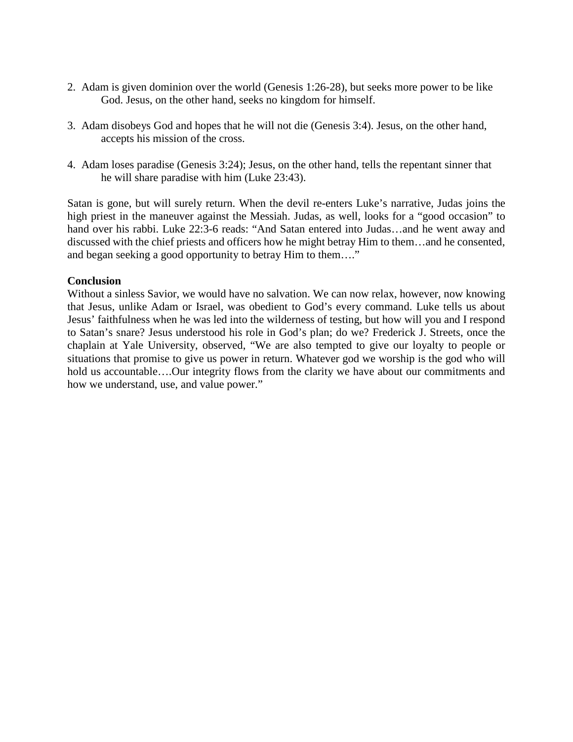2. Adam is given dominion over the world (Genesis 1:26-28), but seeks more power to be like God. Jesus, on the other hand, seeks no kingdom for himself.

3. Adam disobeys God and hopes that he will not die (Genesis 3:4). Jesus, on the other hand, accepts his mission of the cross.

4. Adam loses paradise (Genesis 3:24); Jesus, on the other hand, tells the repentant sinner that he will share paradise with him (Luke 23:43).

Satan is gone, but will surely return. When the devil re-enters Luke's narrative, Judas joins the high priest in the maneuver against the Messiah. Judas, as well, looks for a "good occasion" to hand over his rabbi. Luke 22:3-6 reads: "And Satan entered into Judas…and he went away and discussed with the chief priests and officers how he might betray Him to them…and he consented, and began seeking a good opportunity to betray Him to them…."

**Conclusion**

Without a sinless Savior, we would have no salvation. We can now relax, however, now knowing that Jesus, unlike Adam or Israel, was obedient to God's every command. Luke tells us about Jesus' faithfulness when he was led into the wilderness of testing, but how will you and I respond to Satan's snare? Jesus understood his role in God's plan; do we? Frederick J. Streets, once the chaplain at Yale University, observed, "We are also tempted to give our loyalty to people or situations that promise to give us power in return. Whatever god we worship is the god who will hold us accountable….Our integrity flows from the clarity we have about our commitments and how we understand, use, and value power."